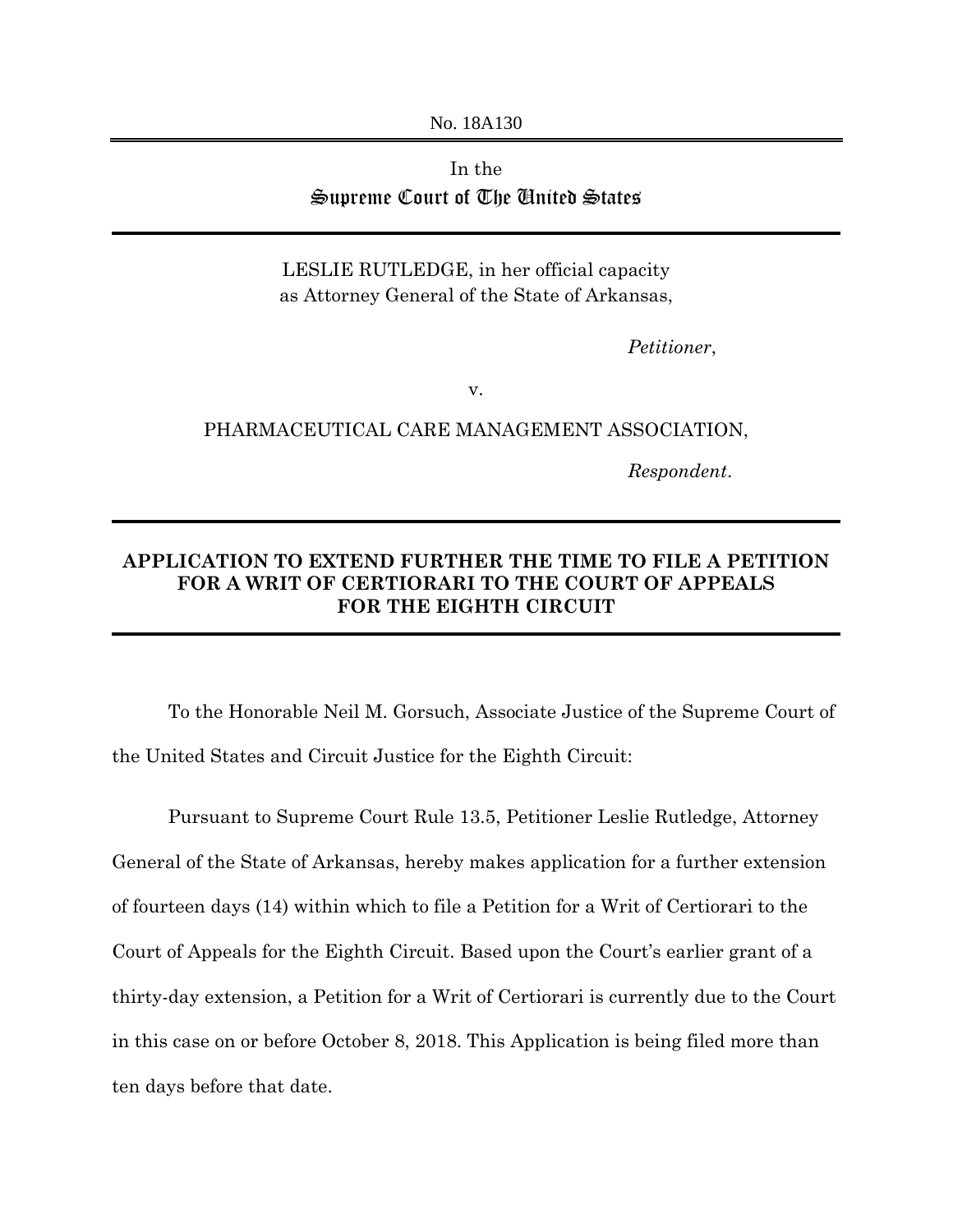No. 18A130

In the
**Supreme Court of The United States**

LESLIE RUTLEDGE, in her official capacity
as Attorney General of the State of Arkansas,

*Petitioner*,

v.

PHARMACEUTICAL CARE MANAGEMENT ASSOCIATION,

*Respondent*.

## APPLICATION TO EXTEND FURTHER THE TIME TO FILE A PETITION FOR A WRIT OF CERTIORARI TO THE COURT OF APPEALS FOR THE EIGHTH CIRCUIT

To the Honorable Neil M. Gorsuch, Associate Justice of the Supreme Court of the United States and Circuit Justice for the Eighth Circuit:

Pursuant to Supreme Court Rule 13.5, Petitioner Leslie Rutledge, Attorney General of the State of Arkansas, hereby makes application for a further extension of fourteen days (14) within which to file a Petition for a Writ of Certiorari to the Court of Appeals for the Eighth Circuit. Based upon the Court's earlier grant of a thirty-day extension, a Petition for a Writ of Certiorari is currently due to the Court in this case on or before October 8, 2018. This Application is being filed more than ten days before that date.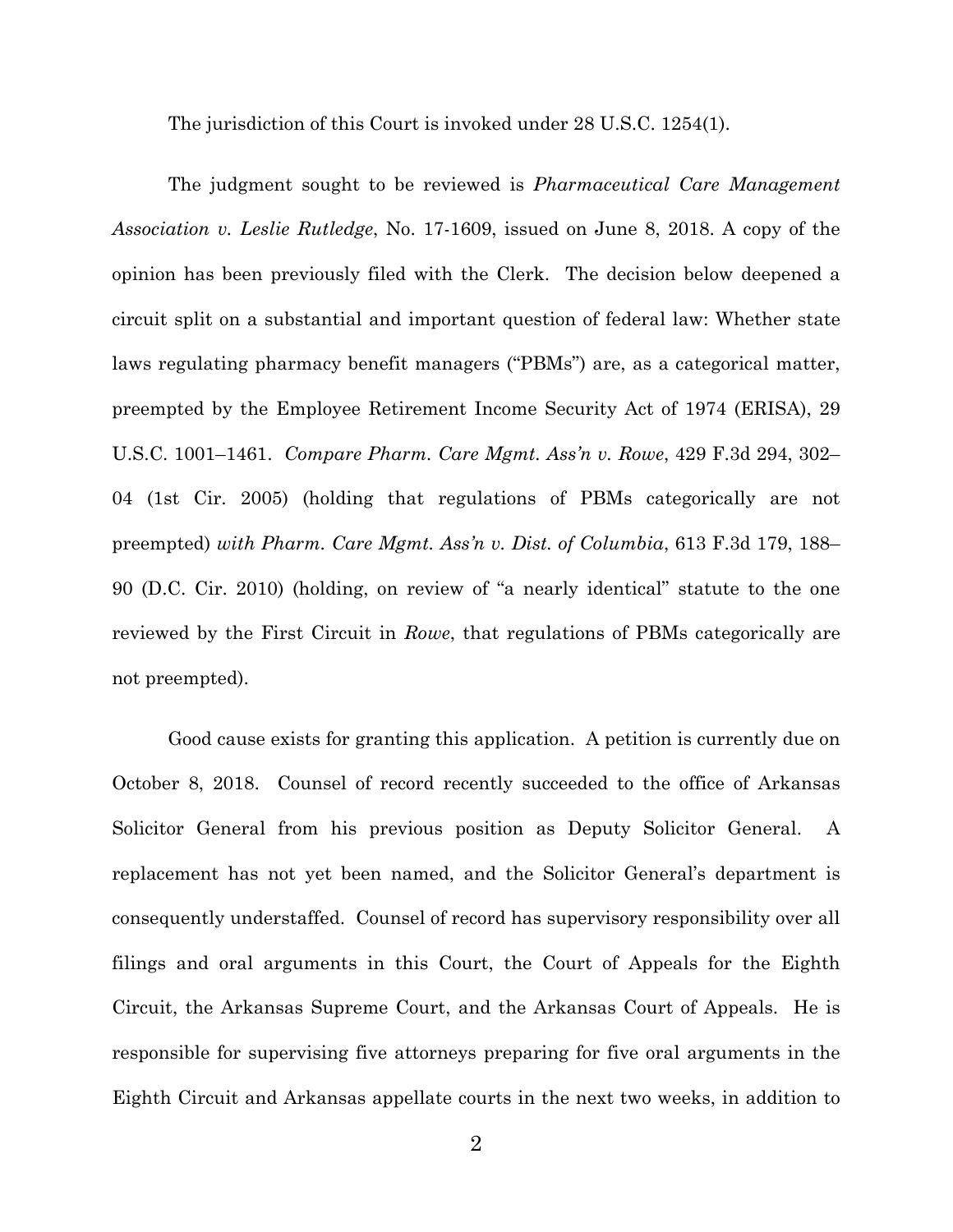The jurisdiction of this Court is invoked under 28 U.S.C. 1254(1).

The judgment sought to be reviewed is *Pharmaceutical Care Management Association v. Leslie Rutledge*, No. 17-1609, issued on June 8, 2018. A copy of the opinion has been previously filed with the Clerk. The decision below deepened a circuit split on a substantial and important question of federal law: Whether state laws regulating pharmacy benefit managers ("PBMs") are, as a categorical matter, preempted by the Employee Retirement Income Security Act of 1974 (ERISA), 29 U.S.C. 1001–1461. *Compare Pharm. Care Mgmt. Ass'n v. Rowe*, 429 F.3d 294, 302–04 (1st Cir. 2005) (holding that regulations of PBMs categorically are not preempted) *with Pharm. Care Mgmt. Ass'n v. Dist. of Columbia*, 613 F.3d 179, 188–90 (D.C. Cir. 2010) (holding, on review of "a nearly identical" statute to the one reviewed by the First Circuit in *Rowe*, that regulations of PBMs categorically are not preempted).

Good cause exists for granting this application. A petition is currently due on October 8, 2018. Counsel of record recently succeeded to the office of Arkansas Solicitor General from his previous position as Deputy Solicitor General. A replacement has not yet been named, and the Solicitor General's department is consequently understaffed. Counsel of record has supervisory responsibility over all filings and oral arguments in this Court, the Court of Appeals for the Eighth Circuit, the Arkansas Supreme Court, and the Arkansas Court of Appeals. He is responsible for supervising five attorneys preparing for five oral arguments in the Eighth Circuit and Arkansas appellate courts in the next two weeks, in addition to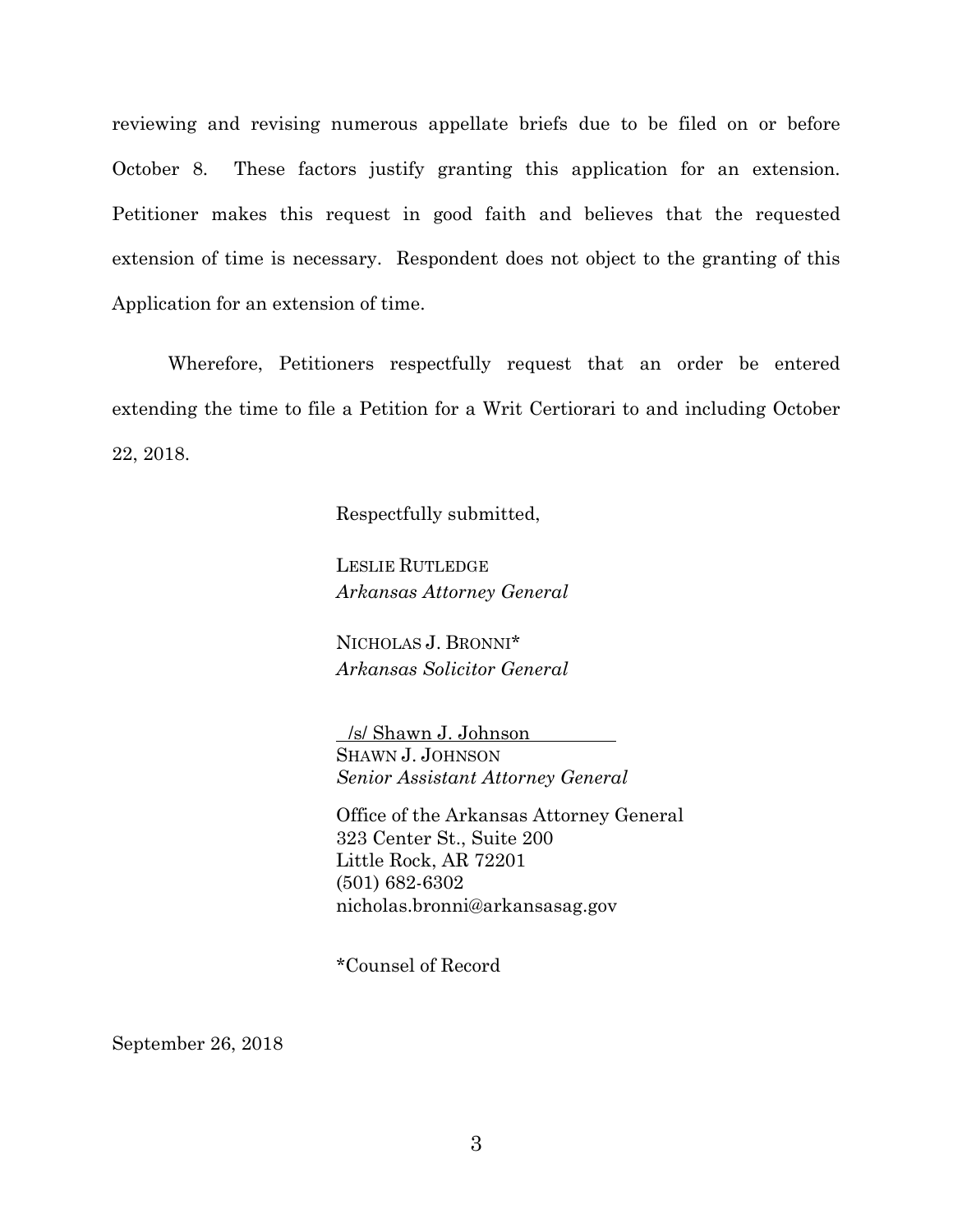reviewing and revising numerous appellate briefs due to be filed on or before October 8. These factors justify granting this application for an extension. Petitioner makes this request in good faith and believes that the requested extension of time is necessary. Respondent does not object to the granting of this Application for an extension of time.

Wherefore, Petitioners respectfully request that an order be entered extending the time to file a Petition for a Writ Certiorari to and including October 22, 2018.

Respectfully submitted,

LESLIE RUTLEDGE
*Arkansas Attorney General*

NICHOLAS J. BRONNI*
*Arkansas Solicitor General*

/s/ Shawn J. Johnson
SHAWN J. JOHNSON
*Senior Assistant Attorney General*

Office of the Arkansas Attorney General
323 Center St., Suite 200
Little Rock, AR 72201
(501) 682-6302
nicholas.bronni@arkansasag.gov

*Counsel of Record

September 26, 2018